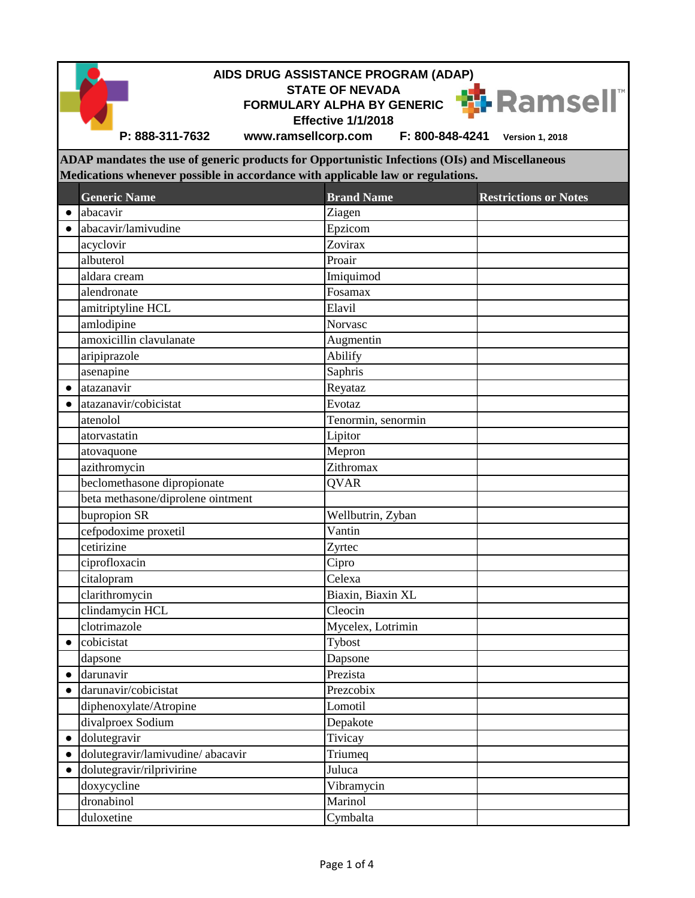# AIDS DRUG ASSISTANCE PROGRAM (ADAP)
## STATE OF NEVADA
## FORMULARY ALPHA BY GENERIC
**Effective 1/1/2018**

**P: 888-311-7632** **www.ramsellcorp.com** **F: 800-848-4241** **Version 1, 2018**

**ADAP mandates the use of generic products for Opportunistic Infections (OIs) and Miscellaneous Medications whenever possible in accordance with applicable law or regulations.**

| | Generic Name | Brand Name | Restrictions or Notes |
|---|---|---|---|
| ● | abacavir | Ziagen | |
| ● | abacavir/lamivudine | Epzicom | |
| | acyclovir | Zovirax | |
| | albuterol | Proair | |
| | aldara cream | Imiquimod | |
| | alendronate | Fosamax | |
| | amitriptyline HCL | Elavil | |
| | amlodipine | Norvasc | |
| | amoxicillin clavulanate | Augmentin | |
| | aripiprazole | Abilify | |
| | asenapine | Saphris | |
| ● | atazanavir | Reyataz | |
| ● | atazanavir/cobicistat | Evotaz | |
| | atenolol | Tenormin, senormin | |
| | atorvastatin | Lipitor | |
| | atovaquone | Mepron | |
| | azithromycin | Zithromax | |
| | beclomethasone dipropionate | QVAR | |
| | beta methasone/diprolene ointment | | |
| | bupropion SR | Wellbutrin, Zyban | |
| | cefpodoxime proxetil | Vantin | |
| | cetirizine | Zyrtec | |
| | ciprofloxacin | Cipro | |
| | citalopram | Celexa | |
| | clarithromycin | Biaxin, Biaxin XL | |
| | clindamycin HCL | Cleocin | |
| | clotrimazole | Mycelex, Lotrimin | |
| ● | cobicistat | Tybost | |
| | dapsone | Dapsone | |
| ● | darunavir | Prezista | |
| ● | darunavir/cobicistat | Prezcobix | |
| | diphenoxylate/Atropine | Lomotil | |
| | divalproex Sodium | Depakote | |
| ● | dolutegravir | Tivicay | |
| ● | dolutegravir/lamivudine/ abacavir | Triumeq | |
| ● | dolutegravir/rilprivirine | Juluca | |
| | doxycycline | Vibramycin | |
| | dronabinol | Marinol | |
| | duloxetine | Cymbalta | |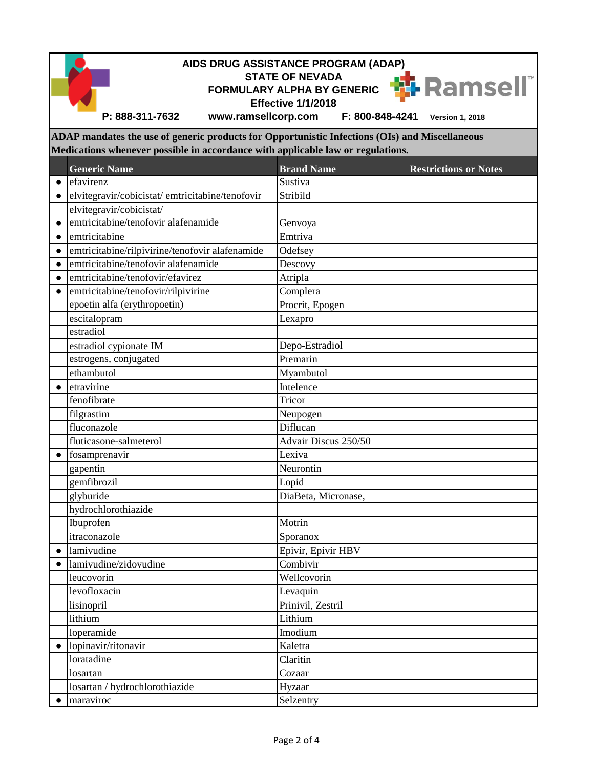# AIDS DRUG ASSISTANCE PROGRAM (ADAP)
## STATE OF NEVADA
## FORMULARY ALPHA BY GENERIC
**Effective 1/1/2018**

**P: 888-311-7632** **www.ramsellcorp.com** **F: 800-848-4241** **Version 1, 2018**

**ADAP mandates the use of generic products for Opportunistic Infections (OIs) and Miscellaneous Medications whenever possible in accordance with applicable law or regulations.**

| | Generic Name | Brand Name | Restrictions or Notes |
|---|---|---|---|
| ● | efavirenz | Sustiva | |
| ● | elvitegravir/cobicistat/ emtricitabine/tenofovir | Stribild | |
| ● | elvitegravir/cobicistat/ emtricitabine/tenofovir alafenamide | Genvoya | |
| ● | emtricitabine | Emtriva | |
| ● | emtricitabine/rilpivirine/tenofovir alafenamide | Odefsey | |
| ● | emtricitabine/tenofovir alafenamide | Descovy | |
| ● | emtricitabine/tenofovir/efavirez | Atripla | |
| ● | emtricitabine/tenofovir/rilpivirine | Complera | |
| | epoetin alfa (erythropoetin) | Procrit, Epogen | |
| | escitalopram | Lexapro | |
| | estradiol | | |
| | estradiol cypionate IM | Depo-Estradiol | |
| | estrogens, conjugated | Premarin | |
| | ethambutol | Myambutol | |
| ● | etravirine | Intelence | |
| | fenofibrate | Tricor | |
| | filgrastim | Neupogen | |
| | fluconazole | Diflucan | |
| | fluticasone-salmeterol | Advair Discus 250/50 | |
| ● | fosamprenavir | Lexiva | |
| | gapentin | Neurontin | |
| | gemfibrozil | Lopid | |
| | glyburide | DiaBeta, Micronase, | |
| | hydrochlorothiazide | | |
| | Ibuprofen | Motrin | |
| | itraconazole | Sporanox | |
| ● | lamivudine | Epivir, Epivir HBV | |
| ● | lamivudine/zidovudine | Combivir | |
| | leucovorin | Wellcovorin | |
| | levofloxacin | Levaquin | |
| | lisinopril | Prinivil, Zestril | |
| | lithium | Lithium | |
| | loperamide | Imodium | |
| ● | lopinavir/ritonavir | Kaletra | |
| | loratadine | Claritin | |
| | losartan | Cozaar | |
| | losartan / hydrochlorothiazide | Hyzaar | |
| ● | maraviroc | Selzentry | |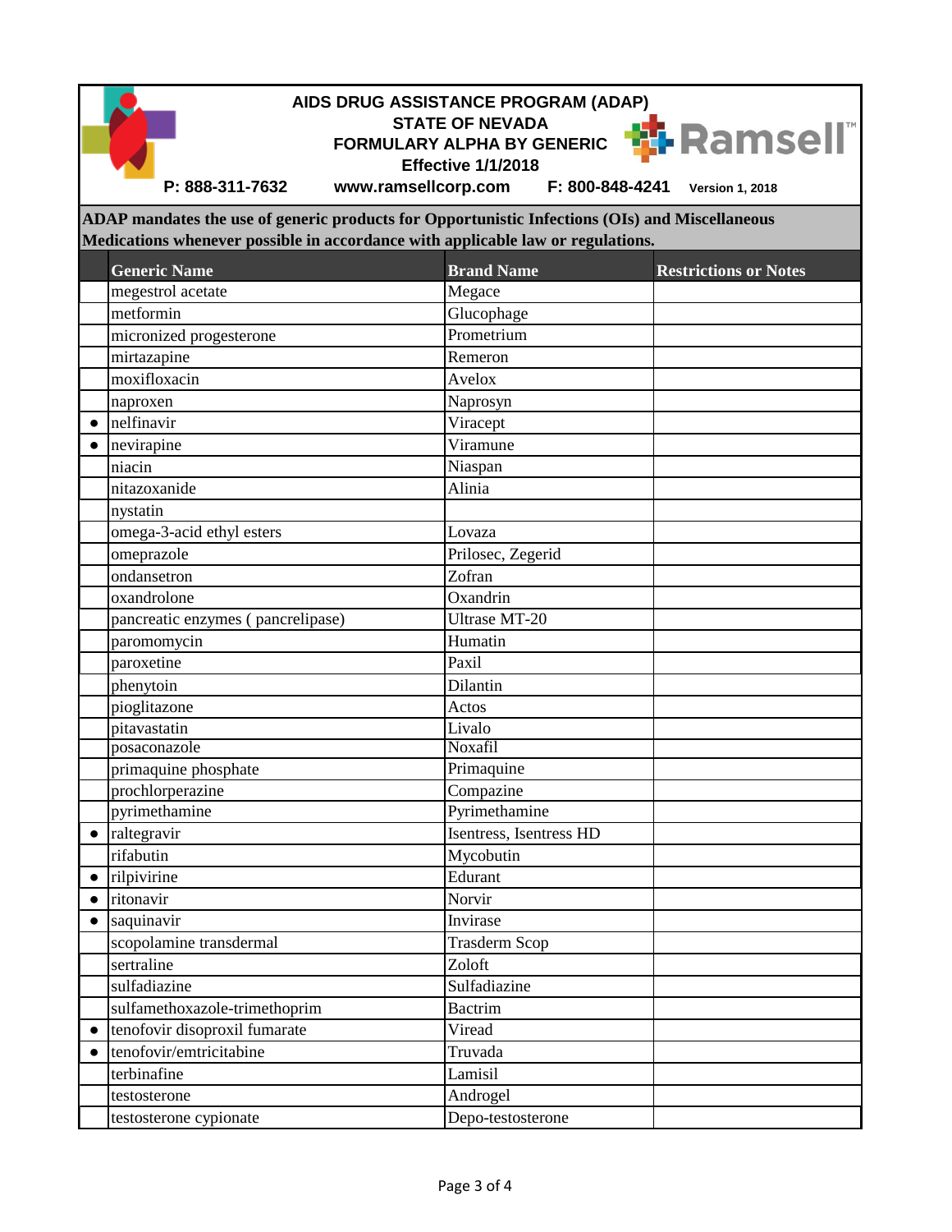**AIDS DRUG ASSISTANCE PROGRAM (ADAP)**
**STATE OF NEVADA**
**FORMULARY ALPHA BY GENERIC**
**Effective 1/1/2018**

P: 888-311-7632 www.ramsellcorp.com F: 800-848-4241 Version 1, 2018

**ADAP mandates the use of generic products for Opportunistic Infections (OIs) and Miscellaneous Medications whenever possible in accordance with applicable law or regulations.**

| | Generic Name | Brand Name | Restrictions or Notes |
|---|---|---|---|
| | megestrol acetate | Megace | |
| | metformin | Glucophage | |
| | micronized progesterone | Prometrium | |
| | mirtazapine | Remeron | |
| | moxifloxacin | Avelox | |
| | naproxen | Naprosyn | |
| ● | nelfinavir | Viracept | |
| ● | nevirapine | Viramune | |
| | niacin | Niaspan | |
| | nitazoxanide | Alinia | |
| | nystatin | | |
| | omega-3-acid ethyl esters | Lovaza | |
| | omeprazole | Prilosec, Zegerid | |
| | ondansetron | Zofran | |
| | oxandrolone | Oxandrin | |
| | pancreatic enzymes ( pancrelipase) | Ultrase MT-20 | |
| | paromomycin | Humatin | |
| | paroxetine | Paxil | |
| | phenytoin | Dilantin | |
| | pioglitazone | Actos | |
| | pitavastatin | Livalo | |
| | posaconazole | Noxafil | |
| | primaquine phosphate | Primaquine | |
| | prochlorperazine | Compazine | |
| | pyrimethamine | Pyrimethamine | |
| ● | raltegravir | Isentress, Isentress HD | |
| | rifabutin | Mycobutin | |
| ● | rilpivirine | Edurant | |
| ● | ritonavir | Norvir | |
| ● | saquinavir | Invirase | |
| | scopolamine transdermal | Trasderm Scop | |
| | sertraline | Zoloft | |
| | sulfadiazine | Sulfadiazine | |
| | sulfamethoxazole-trimethoprim | Bactrim | |
| ● | tenofovir disoproxil fumarate | Viread | |
| ● | tenofovir/emtricitabine | Truvada | |
| | terbinafine | Lamisil | |
| | testosterone | Androgel | |
| | testosterone cypionate | Depo-testosterone | |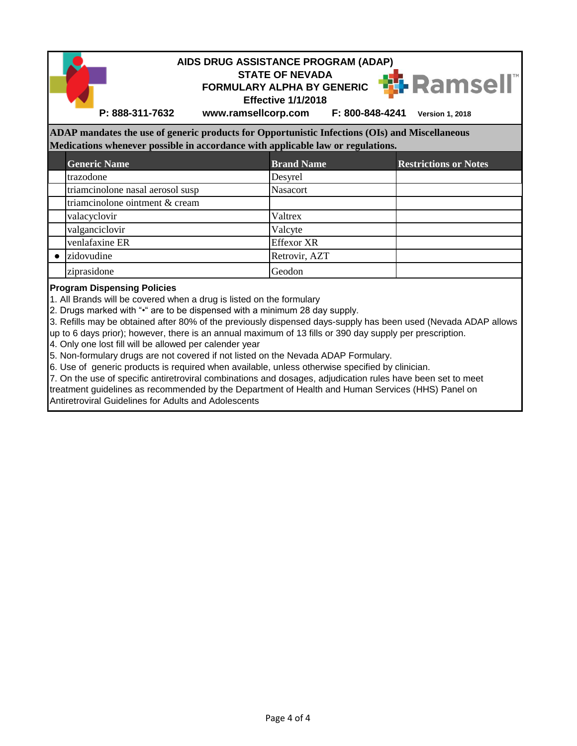# AIDS DRUG ASSISTANCE PROGRAM (ADAP)
## STATE OF NEVADA
## FORMULARY ALPHA BY GENERIC
**Effective 1/1/2018**

**P: 888-311-7632** **www.ramsellcorp.com** **F: 800-848-4241** **Version 1, 2018**

**ADAP mandates the use of generic products for Opportunistic Infections (OIs) and Miscellaneous Medications whenever possible in accordance with applicable law or regulations.**

| | Generic Name | Brand Name | Restrictions or Notes |
|---|---|---|---|
| | trazodone | Desyrel | |
| | triamcinolone nasal aerosol susp | Nasacort | |
| | triamcinolone ointment & cream | | |
| | valacyclovir | Valtrex | |
| | valganciclovir | Valcyte | |
| | venlafaxine ER | Effexor XR | |
| ● | zidovudine | Retrovir, AZT | |
| | ziprasidone | Geodon | |

**Program Dispensing Policies**

1. All Brands will be covered when a drug is listed on the formulary
2. Drugs marked with "•" are to be dispensed with a minimum 28 day supply.
3. Refills may be obtained after 80% of the previously dispensed days-supply has been used (Nevada ADAP allows up to 6 days prior); however, there is an annual maximum of 13 fills or 390 day supply per prescription.
4. Only one lost fill will be allowed per calender year
5. Non-formulary drugs are not covered if not listed on the Nevada ADAP Formulary.
6. Use of generic products is required when available, unless otherwise specified by clinician.
7. On the use of specific antiretroviral combinations and dosages, adjudication rules have been set to meet treatment guidelines as recommended by the Department of Health and Human Services (HHS) Panel on Antiretroviral Guidelines for Adults and Adolescents